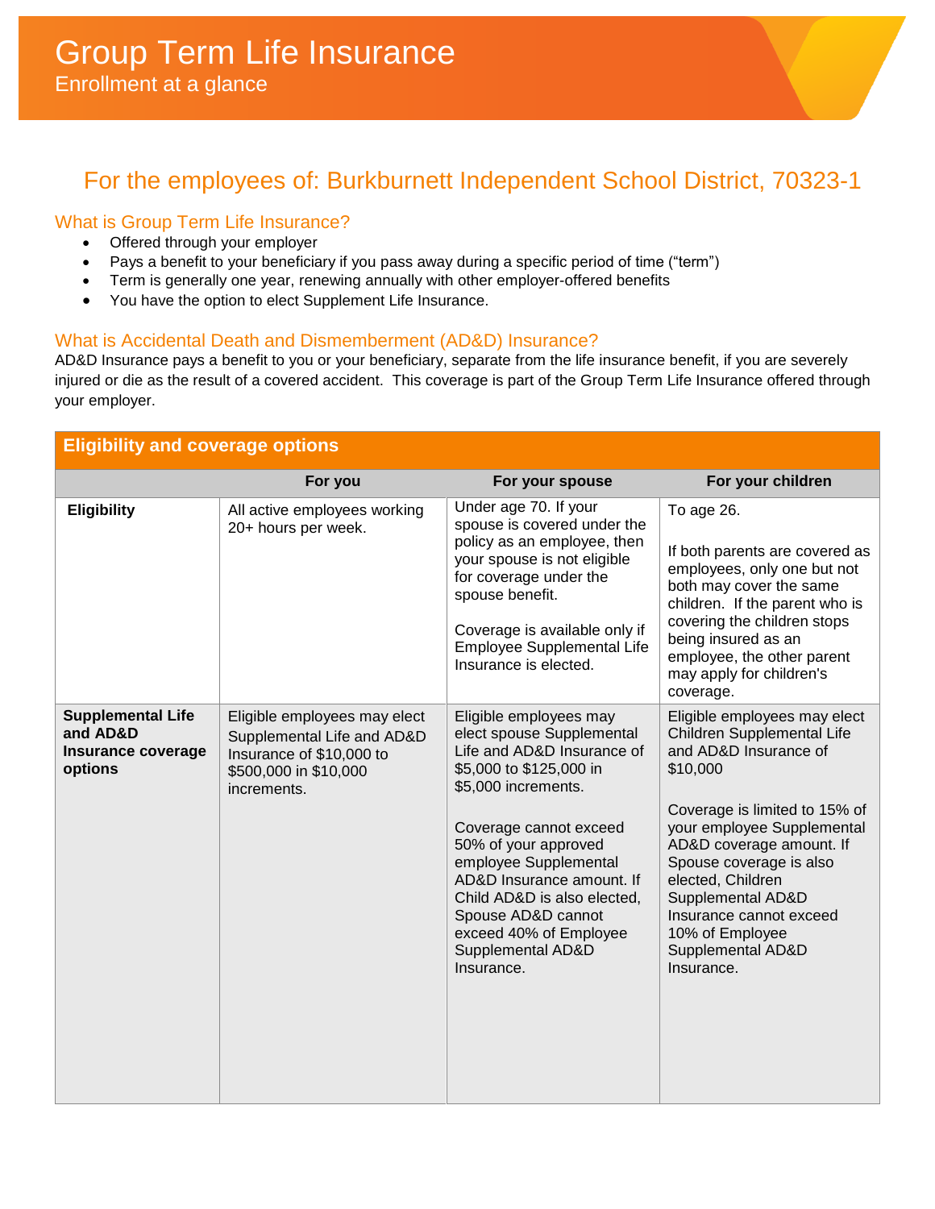# Group Term Life Insurance

Enrollment at a glance

## For the employees of: Burkburnett Independent School District, 70323-1

### What is Group Term Life Insurance?

- Offered through your employer
- Pays a benefit to your beneficiary if you pass away during a specific period of time ("term")
- Term is generally one year, renewing annually with other employer-offered benefits
- You have the option to elect Supplement Life Insurance.

### What is Accidental Death and Dismemberment (AD&D) Insurance?

AD&D Insurance pays a benefit to you or your beneficiary, separate from the life insurance benefit, if you are severely injured or die as the result of a covered accident. This coverage is part of the Group Term Life Insurance offered through your employer.

### Eligibility and coverage options

| | For you | For your spouse | For your children |
|---|---|---|---|
| **Eligibility** | All active employees working 20+ hours per week. | Under age 70. If your spouse is covered under the policy as an employee, then your spouse is not eligible for coverage under the spouse benefit.<br><br>Coverage is available only if Employee Supplemental Life Insurance is elected. | To age 26.<br><br>If both parents are covered as employees, only one but not both may cover the same children. If the parent who is covering the children stops being insured as an employee, the other parent may apply for children's coverage. |
| **Supplemental Life and AD&D Insurance coverage options** | Eligible employees may elect Supplemental Life and AD&D Insurance of $10,000 to $500,000 in $10,000 increments. | Eligible employees may elect spouse Supplemental Life and AD&D Insurance of $5,000 to $125,000 in $5,000 increments.<br><br>Coverage cannot exceed 50% of your approved employee Supplemental AD&D Insurance amount. If Child AD&D is also elected, Spouse AD&D cannot exceed 40% of Employee Supplemental AD&D Insurance. | Eligible employees may elect Children Supplemental Life and AD&D Insurance of $10,000<br><br>Coverage is limited to 15% of your employee Supplemental AD&D coverage amount. If Spouse coverage is also elected, Children Supplemental AD&D Insurance cannot exceed 10% of Employee Supplemental AD&D Insurance. |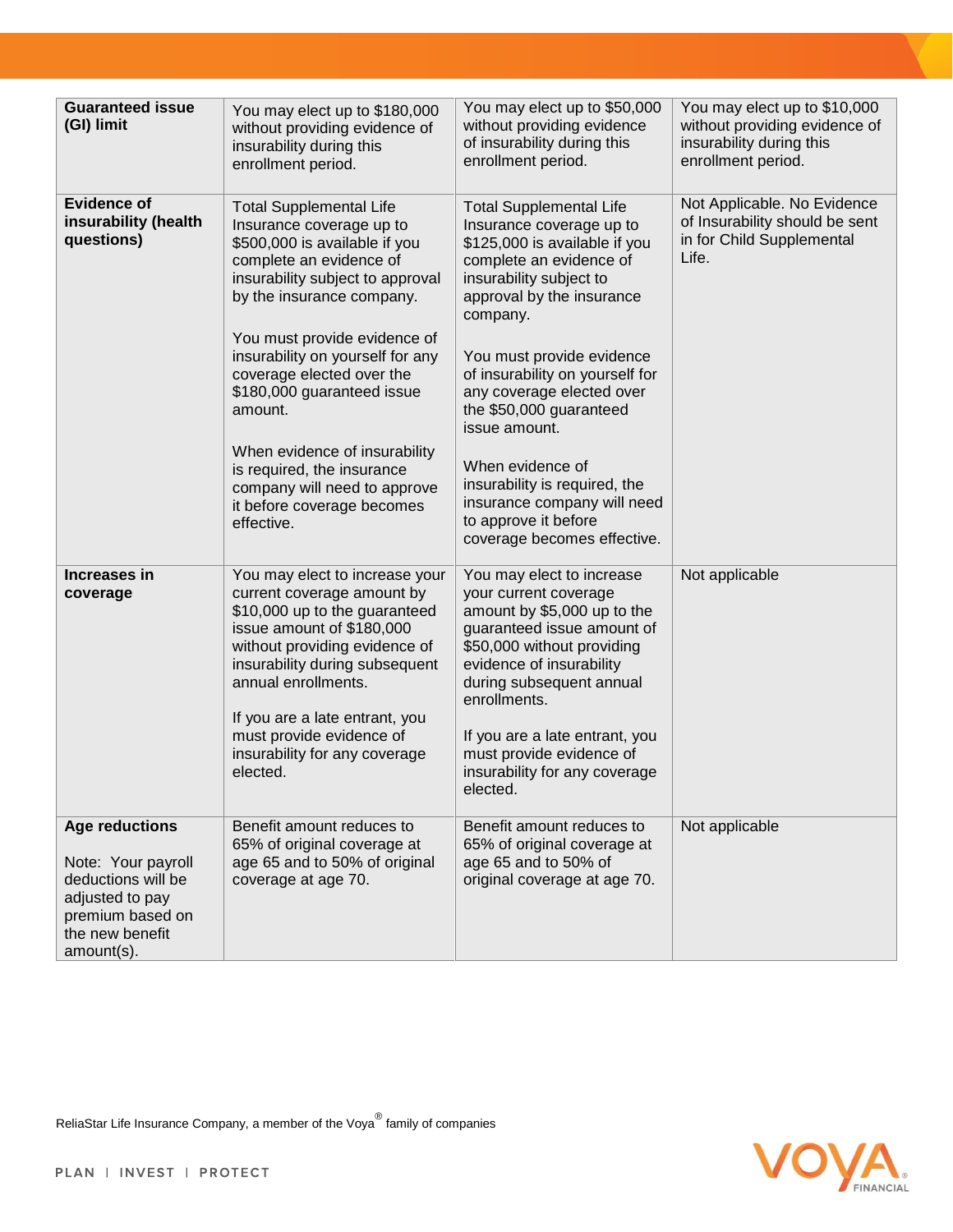| | | | |
|---|---|---|---|
| **Guaranteed issue (GI) limit** | You may elect up to $180,000 without providing evidence of insurability during this enrollment period. | You may elect up to $50,000 without providing evidence of insurability during this enrollment period. | You may elect up to $10,000 without providing evidence of insurability during this enrollment period. |
| **Evidence of insurability (health questions)** | Total Supplemental Life Insurance coverage up to $500,000 is available if you complete an evidence of insurability subject to approval by the insurance company.<br><br>You must provide evidence of insurability on yourself for any coverage elected over the $180,000 guaranteed issue amount.<br><br>When evidence of insurability is required, the insurance company will need to approve it before coverage becomes effective. | Total Supplemental Life Insurance coverage up to $125,000 is available if you complete an evidence of insurability subject to approval by the insurance company.<br><br>You must provide evidence of insurability on yourself for any coverage elected over the $50,000 guaranteed issue amount.<br><br>When evidence of insurability is required, the insurance company will need to approve it before coverage becomes effective. | Not Applicable. No Evidence of Insurability should be sent in for Child Supplemental Life. |
| **Increases in coverage** | You may elect to increase your current coverage amount by $10,000 up to the guaranteed issue amount of $180,000 without providing evidence of insurability during subsequent annual enrollments.<br><br>If you are a late entrant, you must provide evidence of insurability for any coverage elected. | You may elect to increase your current coverage amount by $5,000 up to the guaranteed issue amount of $50,000 without providing evidence of insurability during subsequent annual enrollments.<br><br>If you are a late entrant, you must provide evidence of insurability for any coverage elected. | Not applicable |
| **Age reductions**<br><br>Note: Your payroll deductions will be adjusted to pay premium based on the new benefit amount(s). | Benefit amount reduces to 65% of original coverage at age 65 and to 50% of original coverage at age 70. | Benefit amount reduces to 65% of original coverage at age 65 and to 50% of original coverage at age 70. | Not applicable |

ReliaStar Life Insurance Company, a member of the Voya® family of companies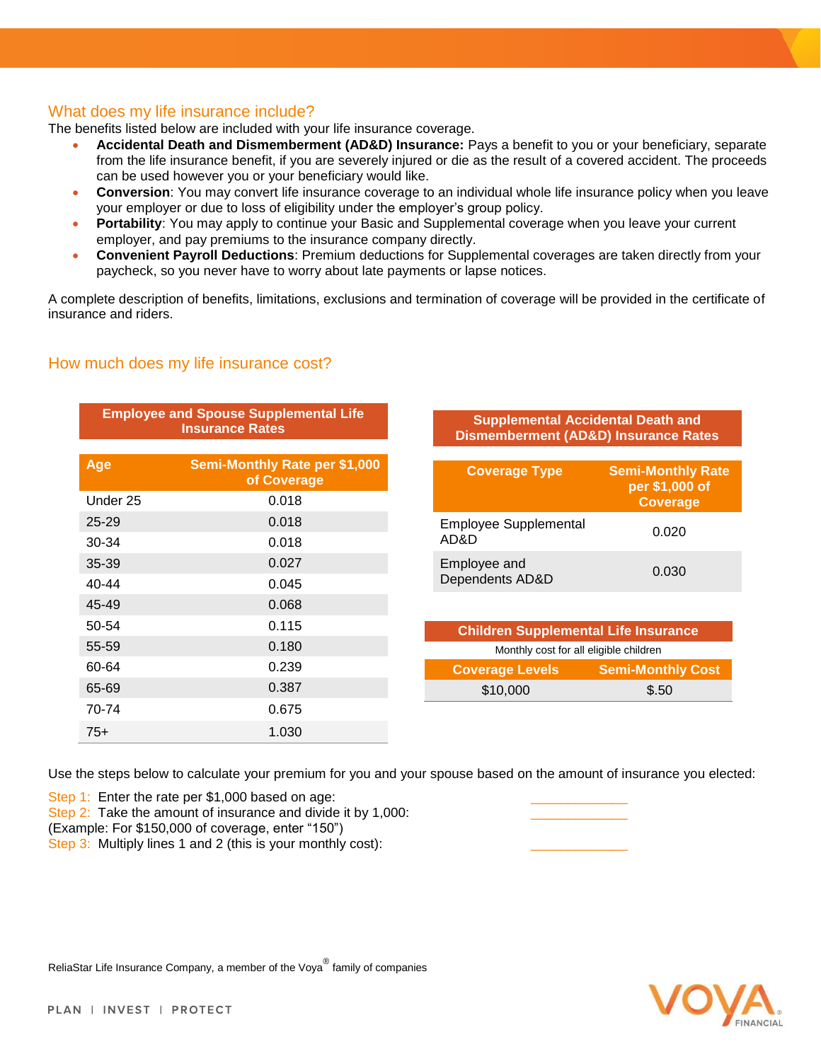## What does my life insurance include?

The benefits listed below are included with your life insurance coverage.

- **Accidental Death and Dismemberment (AD&D) Insurance:** Pays a benefit to you or your beneficiary, separate from the life insurance benefit, if you are severely injured or die as the result of a covered accident. The proceeds can be used however you or your beneficiary would like.
- **Conversion**: You may convert life insurance coverage to an individual whole life insurance policy when you leave your employer or due to loss of eligibility under the employer's group policy.
- **Portability**: You may apply to continue your Basic and Supplemental coverage when you leave your current employer, and pay premiums to the insurance company directly.
- **Convenient Payroll Deductions**: Premium deductions for Supplemental coverages are taken directly from your paycheck, so you never have to worry about late payments or lapse notices.

A complete description of benefits, limitations, exclusions and termination of coverage will be provided in the certificate of insurance and riders.

## How much does my life insurance cost?

**Employee and Spouse Supplemental Life Insurance Rates**

| Age | Semi-Monthly Rate per $1,000 of Coverage |
|---|---|
| Under 25 | 0.018 |
| 25-29 | 0.018 |
| 30-34 | 0.018 |
| 35-39 | 0.027 |
| 40-44 | 0.045 |
| 45-49 | 0.068 |
| 50-54 | 0.115 |
| 55-59 | 0.180 |
| 60-64 | 0.239 |
| 65-69 | 0.387 |
| 70-74 | 0.675 |
| 75+ | 1.030 |

**Supplemental Accidental Death and Dismemberment (AD&D) Insurance Rates**

| Coverage Type | Semi-Monthly Rate per $1,000 of Coverage |
|---|---|
| Employee Supplemental AD&D | 0.020 |
| Employee and Dependents AD&D | 0.030 |

**Children Supplemental Life Insurance**

Monthly cost for all eligible children

| Coverage Levels | Semi-Monthly Cost |
|---|---|
| $10,000 | $.50 |

Use the steps below to calculate your premium for you and your spouse based on the amount of insurance you elected:

Step 1: Enter the rate per $1,000 based on age: \_\_\_\_\_\_\_\_\_\_\_\_

Step 2: Take the amount of insurance and divide it by 1,000: \_\_\_\_\_\_\_\_\_\_\_\_
(Example: For $150,000 of coverage, enter "150")

Step 3: Multiply lines 1 and 2 (this is your monthly cost): \_\_\_\_\_\_\_\_\_\_\_\_

ReliaStar Life Insurance Company, a member of the Voya® family of companies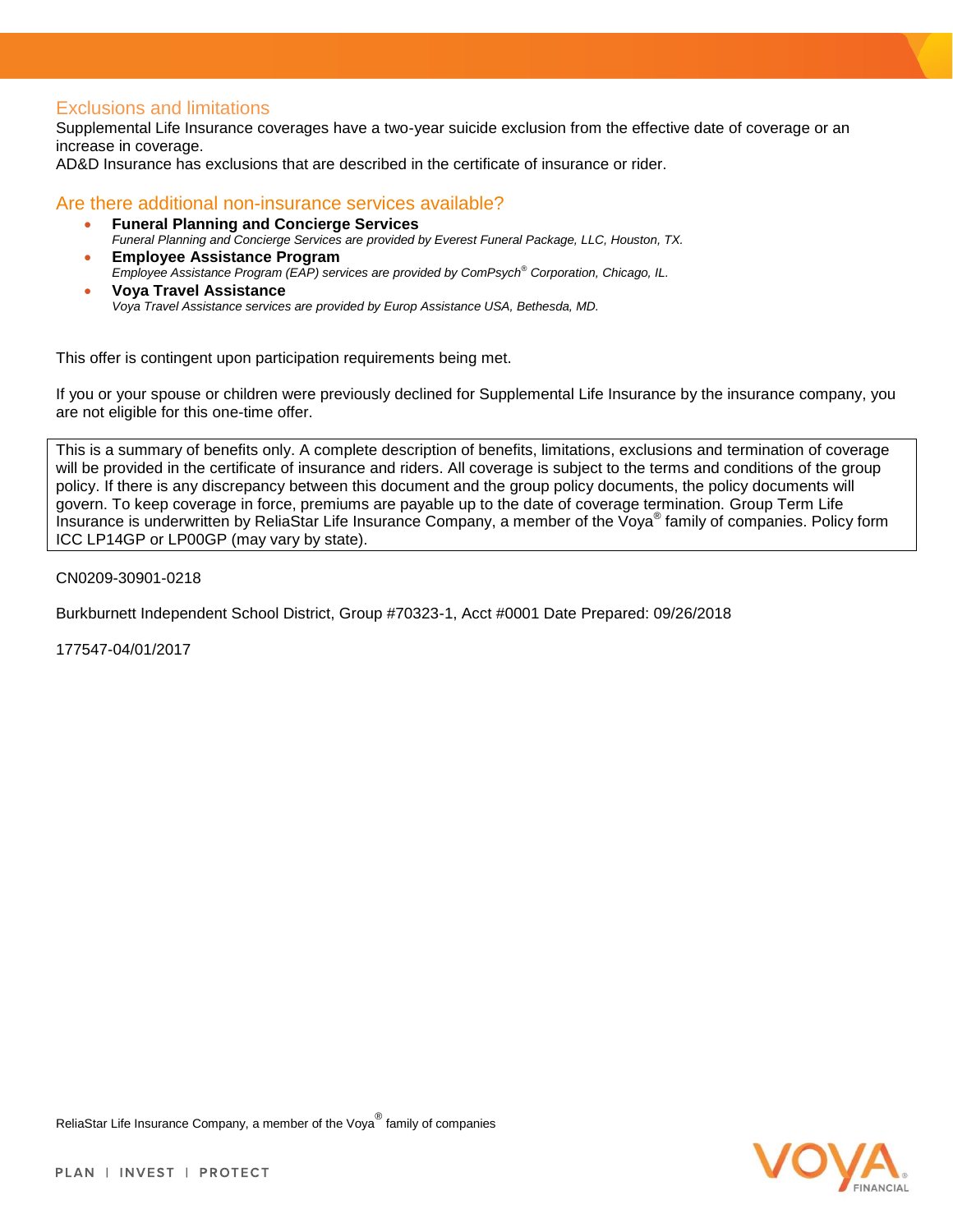## Exclusions and limitations

Supplemental Life Insurance coverages have a two-year suicide exclusion from the effective date of coverage or an increase in coverage.

AD&D Insurance has exclusions that are described in the certificate of insurance or rider.

## Are there additional non-insurance services available?

- **Funeral Planning and Concierge Services**
  *Funeral Planning and Concierge Services are provided by Everest Funeral Package, LLC, Houston, TX.*
- **Employee Assistance Program**
  *Employee Assistance Program (EAP) services are provided by ComPsych® Corporation, Chicago, IL.*
- **Voya Travel Assistance**
  *Voya Travel Assistance services are provided by Europ Assistance USA, Bethesda, MD.*

This offer is contingent upon participation requirements being met.

If you or your spouse or children were previously declined for Supplemental Life Insurance by the insurance company, you are not eligible for this one-time offer.

This is a summary of benefits only. A complete description of benefits, limitations, exclusions and termination of coverage will be provided in the certificate of insurance and riders. All coverage is subject to the terms and conditions of the group policy. If there is any discrepancy between this document and the group policy documents, the policy documents will govern. To keep coverage in force, premiums are payable up to the date of coverage termination. Group Term Life Insurance is underwritten by ReliaStar Life Insurance Company, a member of the Voya® family of companies. Policy form ICC LP14GP or LP00GP (may vary by state).

CN0209-30901-0218

Burkburnett Independent School District, Group #70323-1, Acct #0001 Date Prepared: 09/26/2018

177547-04/01/2017

ReliaStar Life Insurance Company, a member of the Voya® family of companies

PLAN | INVEST | PROTECT